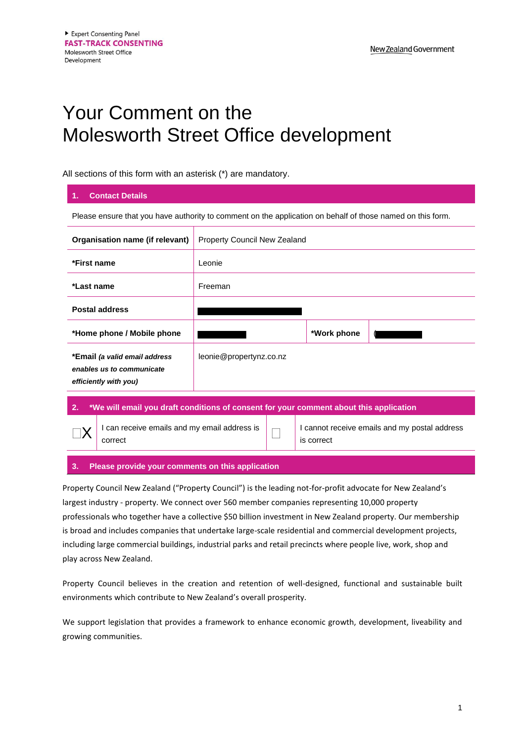# Your Comment on the Molesworth Street Office development

All sections of this form with an asterisk (*) are mandatory.

## 1. Contact Details

Please ensure that you have authority to comment on the application on behalf of those named on this form.

| | | | |
|---|---|---|---|
| **Organisation name (if relevant)** | Property Council New Zealand | | |
| ***First name** | Leonie | | |
| ***Last name** | Freeman | | |
| **Postal address** | | | |
| ***Home phone / Mobile phone** | | ***Work phone** | ( |
| ***Email** *(a valid email address enables us to communicate efficiently with you)* | leonie@propertynz.co.nz | | |

## 2. *We will email you draft conditions of consent for your comment about this application

| | | | |
|---|---|---|---|
| ☐X | I can receive emails and my email address is correct | ☐ | I cannot receive emails and my postal address is correct |

## 3. Please provide your comments on this application

Property Council New Zealand ("Property Council") is the leading not-for-profit advocate for New Zealand's largest industry - property. We connect over 560 member companies representing 10,000 property professionals who together have a collective $50 billion investment in New Zealand property. Our membership is broad and includes companies that undertake large-scale residential and commercial development projects, including large commercial buildings, industrial parks and retail precincts where people live, work, shop and play across New Zealand.

Property Council believes in the creation and retention of well-designed, functional and sustainable built environments which contribute to New Zealand's overall prosperity.

We support legislation that provides a framework to enhance economic growth, development, liveability and growing communities.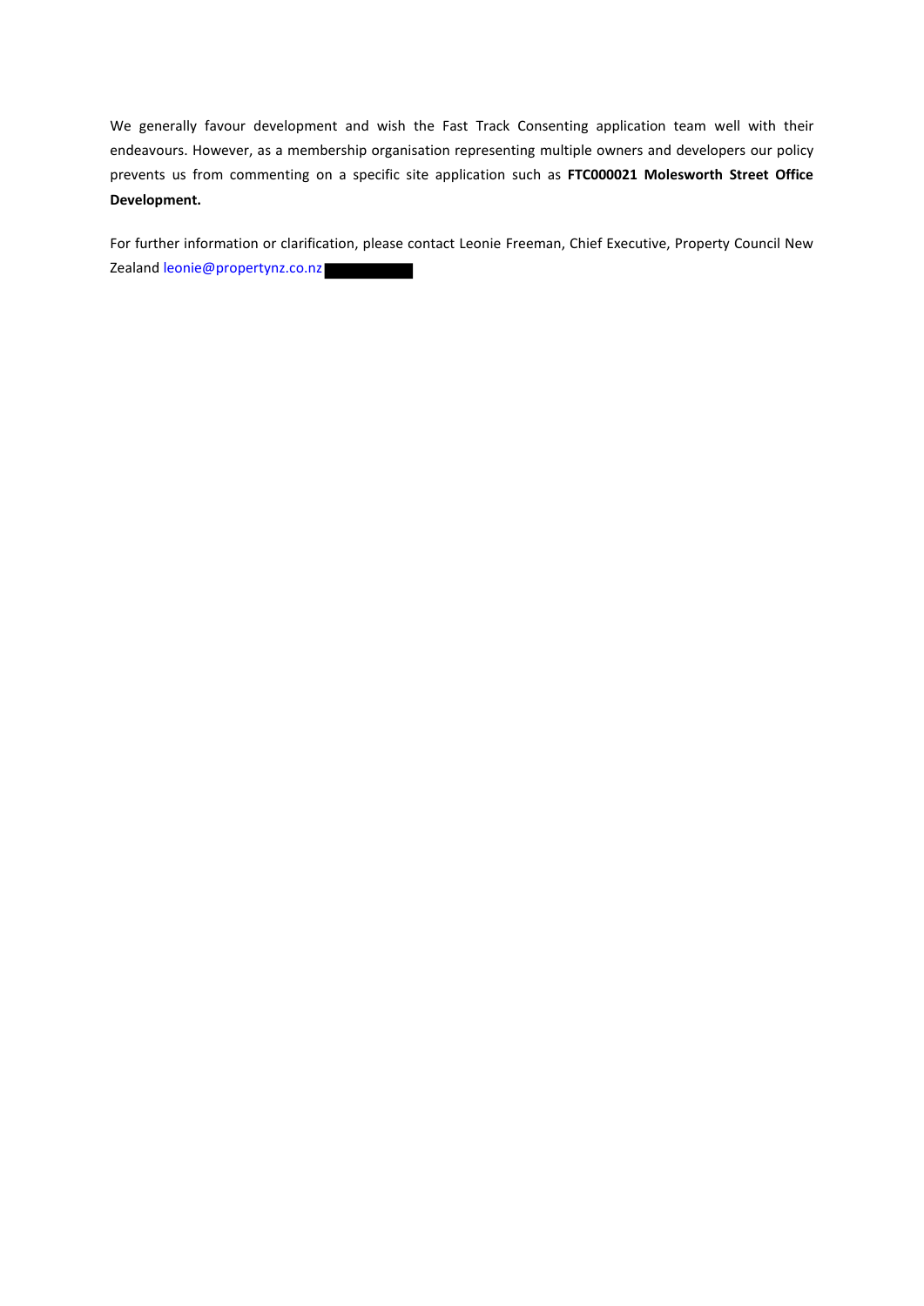We generally favour development and wish the Fast Track Consenting application team well with their endeavours. However, as a membership organisation representing multiple owners and developers our policy prevents us from commenting on a specific site application such as **FTC000021 Molesworth Street Office Development.**

For further information or clarification, please contact Leonie Freeman, Chief Executive, Property Council New Zealand leonie@propertynz.co.nz